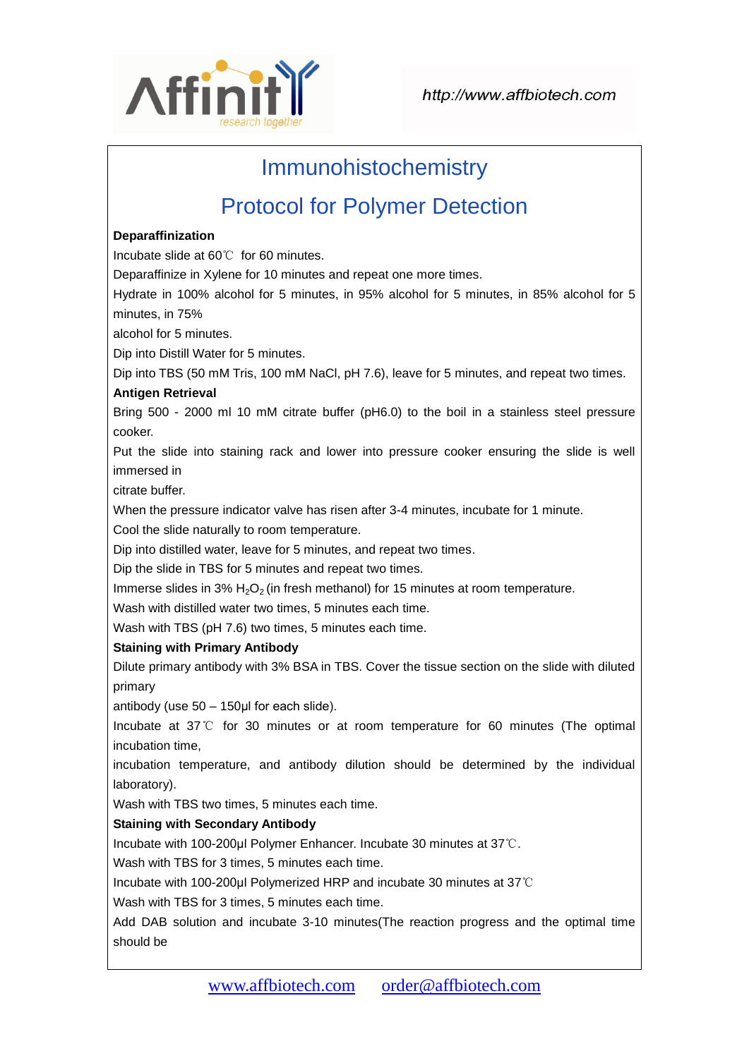# Immunohistochemistry

# Protocol for Polymer Detection

**Deparaffinization**

Incubate slide at 60℃ for 60 minutes.

Deparaffinize in Xylene for 10 minutes and repeat one more times.

Hydrate in 100% alcohol for 5 minutes, in 95% alcohol for 5 minutes, in 85% alcohol for 5 minutes, in 75% alcohol for 5 minutes.

Dip into Distill Water for 5 minutes.

Dip into TBS (50 mM Tris, 100 mM NaCl, pH 7.6), leave for 5 minutes, and repeat two times.

**Antigen Retrieval**

Bring 500 - 2000 ml 10 mM citrate buffer (pH6.0) to the boil in a stainless steel pressure cooker.

Put the slide into staining rack and lower into pressure cooker ensuring the slide is well immersed in citrate buffer.

When the pressure indicator valve has risen after 3-4 minutes, incubate for 1 minute.

Cool the slide naturally to room temperature.

Dip into distilled water, leave for 5 minutes, and repeat two times.

Dip the slide in TBS for 5 minutes and repeat two times.

Immerse slides in 3% $H_2O_2$ (in fresh methanol) for 15 minutes at room temperature.

Wash with distilled water two times, 5 minutes each time.

Wash with TBS (pH 7.6) two times, 5 minutes each time.

**Staining with Primary Antibody**

Dilute primary antibody with 3% BSA in TBS. Cover the tissue section on the slide with diluted primary antibody (use 50 – 150μl for each slide).

Incubate at 37℃ for 30 minutes or at room temperature for 60 minutes (The optimal incubation time, incubation temperature, and antibody dilution should be determined by the individual laboratory).

Wash with TBS two times, 5 minutes each time.

**Staining with Secondary Antibody**

Incubate with 100-200μl Polymer Enhancer. Incubate 30 minutes at 37℃.

Wash with TBS for 3 times, 5 minutes each time.

Incubate with 100-200μl Polymerized HRP and incubate 30 minutes at 37℃

Wash with TBS for 3 times, 5 minutes each time.

Add DAB solution and incubate 3-10 minutes(The reaction progress and the optimal time should be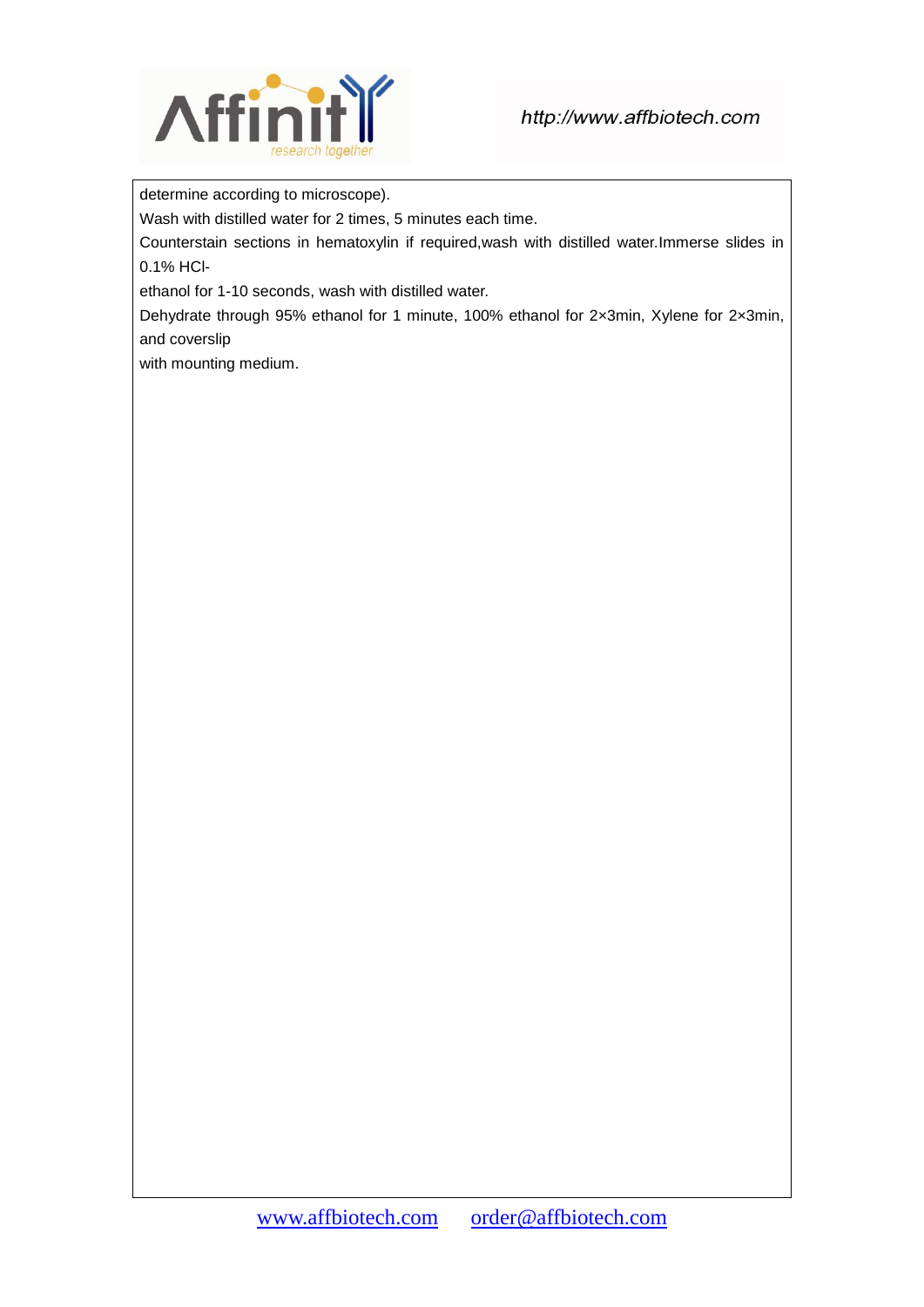determine according to microscope).

Wash with distilled water for 2 times, 5 minutes each time.

Counterstain sections in hematoxylin if required,wash with distilled water.Immerse slides in 0.1% HCl-ethanol for 1-10 seconds, wash with distilled water.

Dehydrate through 95% ethanol for 1 minute, 100% ethanol for 2×3min, Xylene for 2×3min, and coverslip with mounting medium.